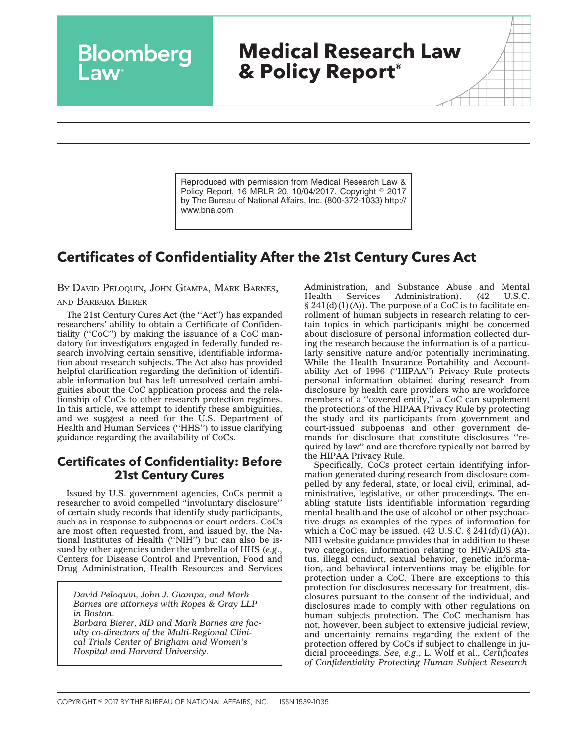Reproduced with permission from Medical Research Law & Policy Report, 16 MRLR 20, 10/04/2017. Copyright © 2017 by The Bureau of National Affairs, Inc. (800-372-1033) http://www.bna.com

# Certificates of Confidentiality After the 21st Century Cures Act

By David Peloquin, John Giampa, Mark Barnes, and Barbara Bierer

The 21st Century Cures Act (the ''Act'') has expanded researchers' ability to obtain a Certificate of Confidentiality (''CoC'') by making the issuance of a CoC mandatory for investigators engaged in federally funded research involving certain sensitive, identifiable information about research subjects. The Act also has provided helpful clarification regarding the definition of identifiable information but has left unresolved certain ambiguities about the CoC application process and the relationship of CoCs to other research protection regimes. In this article, we attempt to identify these ambiguities, and we suggest a need for the U.S. Department of Health and Human Services (''HHS'') to issue clarifying guidance regarding the availability of CoCs.

## Certificates of Confidentiality: Before 21st Century Cures

Issued by U.S. government agencies, CoCs permit a researcher to avoid compelled ''involuntary disclosure'' of certain study records that identify study participants, such as in response to subpoenas or court orders. CoCs are most often requested from, and issued by, the National Institutes of Health (''NIH'') but can also be issued by other agencies under the umbrella of HHS (*e.g.*, Centers for Disease Control and Prevention, Food and Drug Administration, Health Resources and Services Administration, and Substance Abuse and Mental Health Services Administration). (42 U.S.C. § 241(d)(1)(A)). The purpose of a CoC is to facilitate enrollment of human subjects in research relating to certain topics in which participants might be concerned about disclosure of personal information collected during the research because the information is of a particularly sensitive nature and/or potentially incriminating. While the Health Insurance Portability and Accountability Act of 1996 (''HIPAA'') Privacy Rule protects personal information obtained during research from disclosure by health care providers who are workforce members of a ''covered entity,'' a CoC can supplement the protections of the HIPAA Privacy Rule by protecting the study and its participants from government and court-issued subpoenas and other government demands for disclosure that constitute disclosures ''required by law'' and are therefore typically not barred by the HIPAA Privacy Rule.

Specifically, CoCs protect certain identifying information generated during research from disclosure compelled by any federal, state, or local civil, criminal, administrative, legislative, or other proceedings. The enabling statute lists identifiable information regarding mental health and the use of alcohol or other psychoactive drugs as examples of the types of information for which a CoC may be issued. (42 U.S.C. § 241(d)(1)(A)). NIH website guidance provides that in addition to these two categories, information relating to HIV/AIDS status, illegal conduct, sexual behavior, genetic information, and behavioral interventions may be eligible for protection under a CoC. There are exceptions to this protection for disclosures necessary for treatment, disclosures pursuant to the consent of the individual, and disclosures made to comply with other regulations on human subjects protection. The CoC mechanism has not, however, been subject to extensive judicial review, and uncertainty remains regarding the extent of the protection offered by CoCs if subject to challenge in judicial proceedings. *See, e.g.*, L. Wolf et al., *Certificates of Confidentiality Protecting Human Subject Research*

*David Peloquin, John J. Giampa, and Mark Barnes are attorneys with Ropes & Gray LLP in Boston.*
*Barbara Bierer, MD and Mark Barnes are faculty co-directors of the Multi-Regional Clinical Trials Center of Brigham and Women's Hospital and Harvard University.*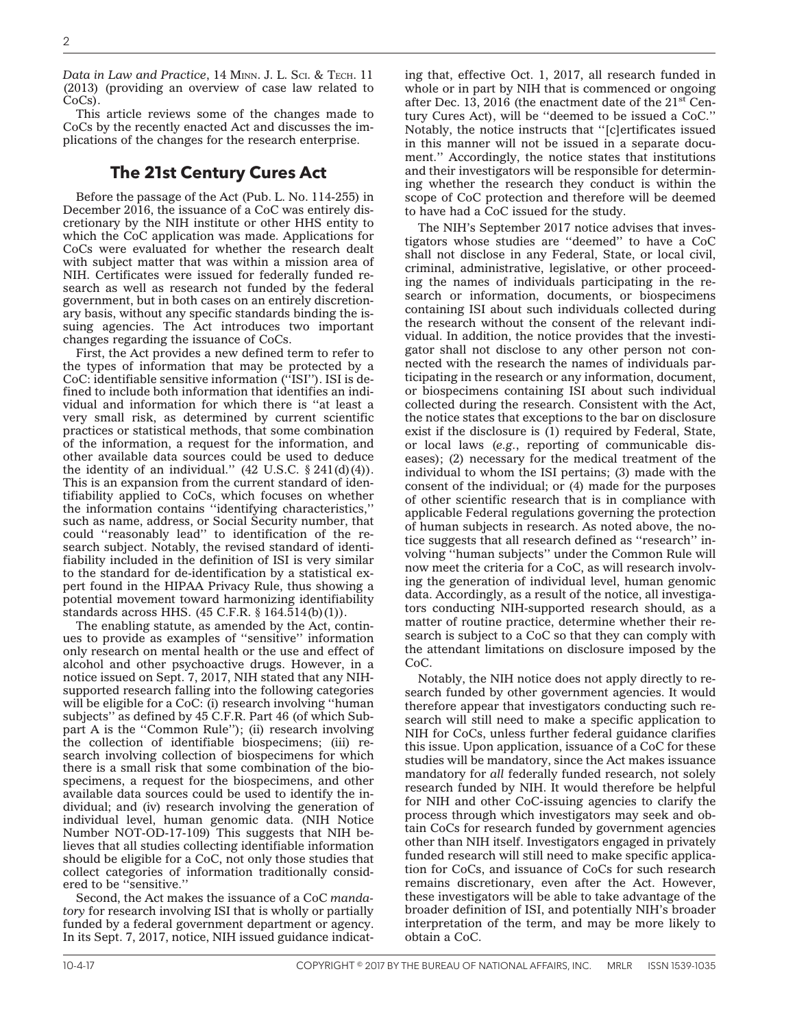*Data in Law and Practice*, 14 MINN. J. L. SCI. & TECH. 11 (2013) (providing an overview of case law related to CoCs).

This article reviews some of the changes made to CoCs by the recently enacted Act and discusses the implications of the changes for the research enterprise.

## The 21st Century Cures Act

Before the passage of the Act (Pub. L. No. 114-255) in December 2016, the issuance of a CoC was entirely discretionary by the NIH institute or other HHS entity to which the CoC application was made. Applications for CoCs were evaluated for whether the research dealt with subject matter that was within a mission area of NIH. Certificates were issued for federally funded research as well as research not funded by the federal government, but in both cases on an entirely discretionary basis, without any specific standards binding the issuing agencies. The Act introduces two important changes regarding the issuance of CoCs.

First, the Act provides a new defined term to refer to the types of information that may be protected by a CoC: identifiable sensitive information (''ISI''). ISI is defined to include both information that identifies an individual and information for which there is ''at least a very small risk, as determined by current scientific practices or statistical methods, that some combination of the information, a request for the information, and other available data sources could be used to deduce the identity of an individual.'' (42 U.S.C. § 241(d)(4)). This is an expansion from the current standard of identifiability applied to CoCs, which focuses on whether the information contains ''identifying characteristics,'' such as name, address, or Social Security number, that could ''reasonably lead'' to identification of the research subject. Notably, the revised standard of identifiability included in the definition of ISI is very similar to the standard for de-identification by a statistical expert found in the HIPAA Privacy Rule, thus showing a potential movement toward harmonizing identifiability standards across HHS. (45 C.F.R. § 164.514(b)(1)).

The enabling statute, as amended by the Act, continues to provide as examples of ''sensitive'' information only research on mental health or the use and effect of alcohol and other psychoactive drugs. However, in a notice issued on Sept. 7, 2017, NIH stated that any NIH-supported research falling into the following categories will be eligible for a CoC: (i) research involving ''human subjects'' as defined by 45 C.F.R. Part 46 (of which Subpart A is the ''Common Rule''); (ii) research involving the collection of identifiable biospecimens; (iii) research involving collection of biospecimens for which there is a small risk that some combination of the biospecimens, a request for the biospecimens, and other available data sources could be used to identify the individual; and (iv) research involving the generation of individual level, human genomic data. (NIH Notice Number NOT-OD-17-109) This suggests that NIH believes that all studies collecting identifiable information should be eligible for a CoC, not only those studies that collect categories of information traditionally considered to be ''sensitive.''

Second, the Act makes the issuance of a CoC *mandatory* for research involving ISI that is wholly or partially funded by a federal government department or agency. In its Sept. 7, 2017, notice, NIH issued guidance indicating that, effective Oct. 1, 2017, all research funded in whole or in part by NIH that is commenced or ongoing after Dec. 13, 2016 (the enactment date of the 21st Century Cures Act), will be ''deemed to be issued a CoC.'' Notably, the notice instructs that ''[c]ertificates issued in this manner will not be issued in a separate document.'' Accordingly, the notice states that institutions and their investigators will be responsible for determining whether the research they conduct is within the scope of CoC protection and therefore will be deemed to have had a CoC issued for the study.

The NIH's September 2017 notice advises that investigators whose studies are ''deemed'' to have a CoC shall not disclose in any Federal, State, or local civil, criminal, administrative, legislative, or other proceeding the names of individuals participating in the research or information, documents, or biospecimens containing ISI about such individuals collected during the research without the consent of the relevant individual. In addition, the notice provides that the investigator shall not disclose to any other person not connected with the research the names of individuals participating in the research or any information, document, or biospecimens containing ISI about such individual collected during the research. Consistent with the Act, the notice states that exceptions to the bar on disclosure exist if the disclosure is (1) required by Federal, State, or local laws (*e.g.*, reporting of communicable diseases); (2) necessary for the medical treatment of the individual to whom the ISI pertains; (3) made with the consent of the individual; or (4) made for the purposes of other scientific research that is in compliance with applicable Federal regulations governing the protection of human subjects in research. As noted above, the notice suggests that all research defined as ''research'' involving ''human subjects'' under the Common Rule will now meet the criteria for a CoC, as will research involving the generation of individual level, human genomic data. Accordingly, as a result of the notice, all investigators conducting NIH-supported research should, as a matter of routine practice, determine whether their research is subject to a CoC so that they can comply with the attendant limitations on disclosure imposed by the CoC.

Notably, the NIH notice does not apply directly to research funded by other government agencies. It would therefore appear that investigators conducting such research will still need to make a specific application to NIH for CoCs, unless further federal guidance clarifies this issue. Upon application, issuance of a CoC for these studies will be mandatory, since the Act makes issuance mandatory for *all* federally funded research, not solely research funded by NIH. It would therefore be helpful for NIH and other CoC-issuing agencies to clarify the process through which investigators may seek and obtain CoCs for research funded by government agencies other than NIH itself. Investigators engaged in privately funded research will still need to make specific application for CoCs, and issuance of CoCs for such research remains discretionary, even after the Act. However, these investigators will be able to take advantage of the broader definition of ISI, and potentially NIH's broader interpretation of the term, and may be more likely to obtain a CoC.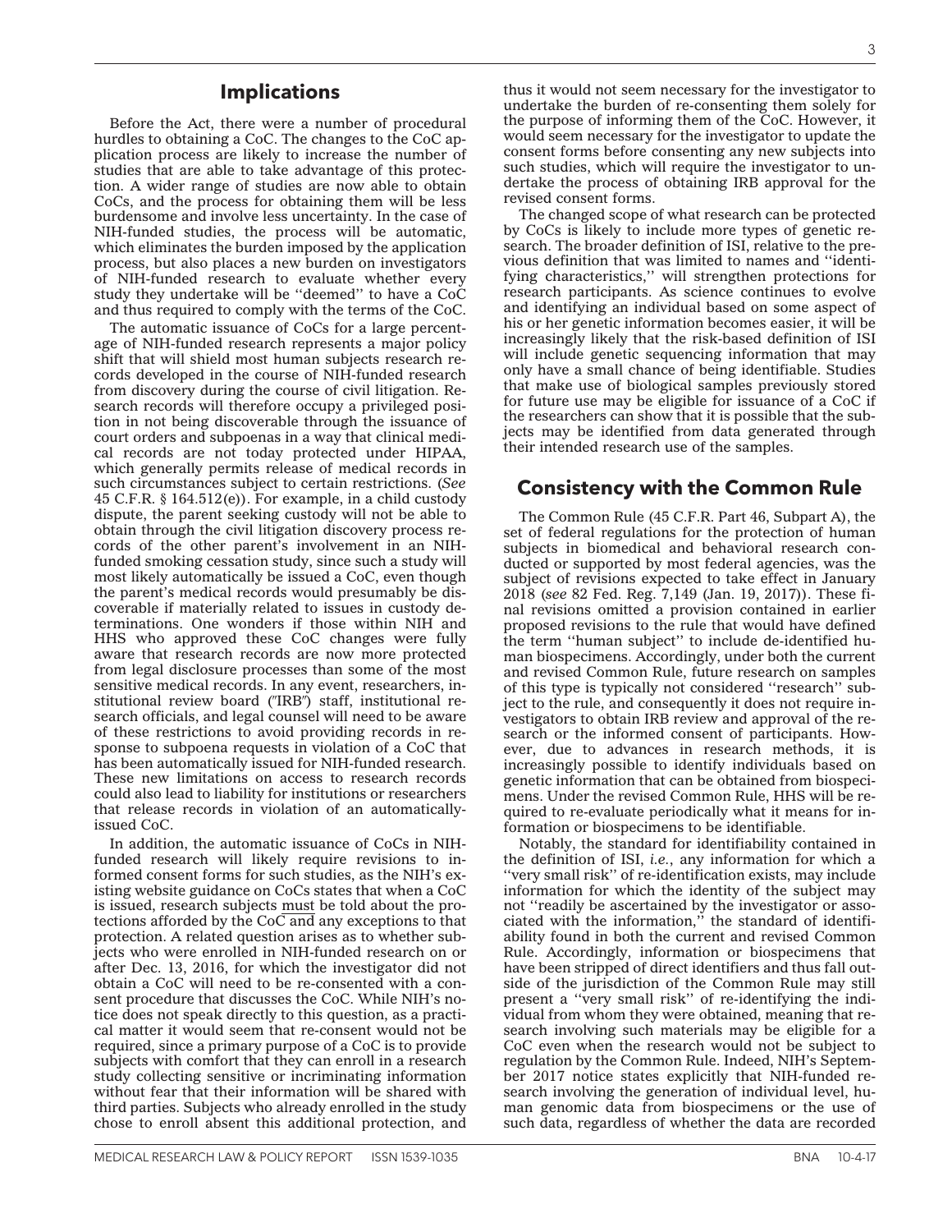## Implications

Before the Act, there were a number of procedural hurdles to obtaining a CoC. The changes to the CoC application process are likely to increase the number of studies that are able to take advantage of this protection. A wider range of studies are now able to obtain CoCs, and the process for obtaining them will be less burdensome and involve less uncertainty. In the case of NIH-funded studies, the process will be automatic, which eliminates the burden imposed by the application process, but also places a new burden on investigators of NIH-funded research to evaluate whether every study they undertake will be ''deemed'' to have a CoC and thus required to comply with the terms of the CoC.

The automatic issuance of CoCs for a large percentage of NIH-funded research represents a major policy shift that will shield most human subjects research records developed in the course of NIH-funded research from discovery during the course of civil litigation. Research records will therefore occupy a privileged position in not being discoverable through the issuance of court orders and subpoenas in a way that clinical medical records are not today protected under HIPAA, which generally permits release of medical records in such circumstances subject to certain restrictions. (*See* 45 C.F.R. § 164.512(e)). For example, in a child custody dispute, the parent seeking custody will not be able to obtain through the civil litigation discovery process records of the other parent's involvement in an NIH-funded smoking cessation study, since such a study will most likely automatically be issued a CoC, even though the parent's medical records would presumably be discoverable if materially related to issues in custody determinations. One wonders if those within NIH and HHS who approved these CoC changes were fully aware that research records are now more protected from legal disclosure processes than some of the most sensitive medical records. In any event, researchers, institutional review board ("IRB") staff, institutional research officials, and legal counsel will need to be aware of these restrictions to avoid providing records in response to subpoena requests in violation of a CoC that has been automatically issued for NIH-funded research. These new limitations on access to research records could also lead to liability for institutions or researchers that release records in violation of an automatically-issued CoC.

In addition, the automatic issuance of CoCs in NIH-funded research will likely require revisions to informed consent forms for such studies, as the NIH's existing website guidance on CoCs states that when a CoC is issued, research subjects <u>must</u> be told about the protections afforded by the CoC and any exceptions to that protection. A related question arises as to whether subjects who were enrolled in NIH-funded research on or after Dec. 13, 2016, for which the investigator did not obtain a CoC will need to be re-consented with a consent procedure that discusses the CoC. While NIH's notice does not speak directly to this question, as a practical matter it would seem that re-consent would not be required, since a primary purpose of a CoC is to provide subjects with comfort that they can enroll in a research study collecting sensitive or incriminating information without fear that their information will be shared with third parties. Subjects who already enrolled in the study chose to enroll absent this additional protection, and thus it would not seem necessary for the investigator to undertake the burden of re-consenting them solely for the purpose of informing them of the CoC. However, it would seem necessary for the investigator to update the consent forms before consenting any new subjects into such studies, which will require the investigator to undertake the process of obtaining IRB approval for the revised consent forms.

The changed scope of what research can be protected by CoCs is likely to include more types of genetic research. The broader definition of ISI, relative to the previous definition that was limited to names and ''identifying characteristics,'' will strengthen protections for research participants. As science continues to evolve and identifying an individual based on some aspect of his or her genetic information becomes easier, it will be increasingly likely that the risk-based definition of ISI will include genetic sequencing information that may only have a small chance of being identifiable. Studies that make use of biological samples previously stored for future use may be eligible for issuance of a CoC if the researchers can show that it is possible that the subjects may be identified from data generated through their intended research use of the samples.

## Consistency with the Common Rule

The Common Rule (45 C.F.R. Part 46, Subpart A), the set of federal regulations for the protection of human subjects in biomedical and behavioral research conducted or supported by most federal agencies, was the subject of revisions expected to take effect in January 2018 (*see* 82 Fed. Reg. 7,149 (Jan. 19, 2017)). These final revisions omitted a provision contained in earlier proposed revisions to the rule that would have defined the term ''human subject'' to include de-identified human biospecimens. Accordingly, under both the current and revised Common Rule, future research on samples of this type is typically not considered ''research'' subject to the rule, and consequently it does not require investigators to obtain IRB review and approval of the research or the informed consent of participants. However, due to advances in research methods, it is increasingly possible to identify individuals based on genetic information that can be obtained from biospecimens. Under the revised Common Rule, HHS will be required to re-evaluate periodically what it means for information or biospecimens to be identifiable.

Notably, the standard for identifiability contained in the definition of ISI, *i.e.*, any information for which a ''very small risk'' of re-identification exists, may include information for which the identity of the subject may not ''readily be ascertained by the investigator or associated with the information,'' the standard of identifiability found in both the current and revised Common Rule. Accordingly, information or biospecimens that have been stripped of direct identifiers and thus fall outside of the jurisdiction of the Common Rule may still present a ''very small risk'' of re-identifying the individual from whom they were obtained, meaning that research involving such materials may be eligible for a CoC even when the research would not be subject to regulation by the Common Rule. Indeed, NIH's September 2017 notice states explicitly that NIH-funded research involving the generation of individual level, human genomic data from biospecimens or the use of such data, regardless of whether the data are recorded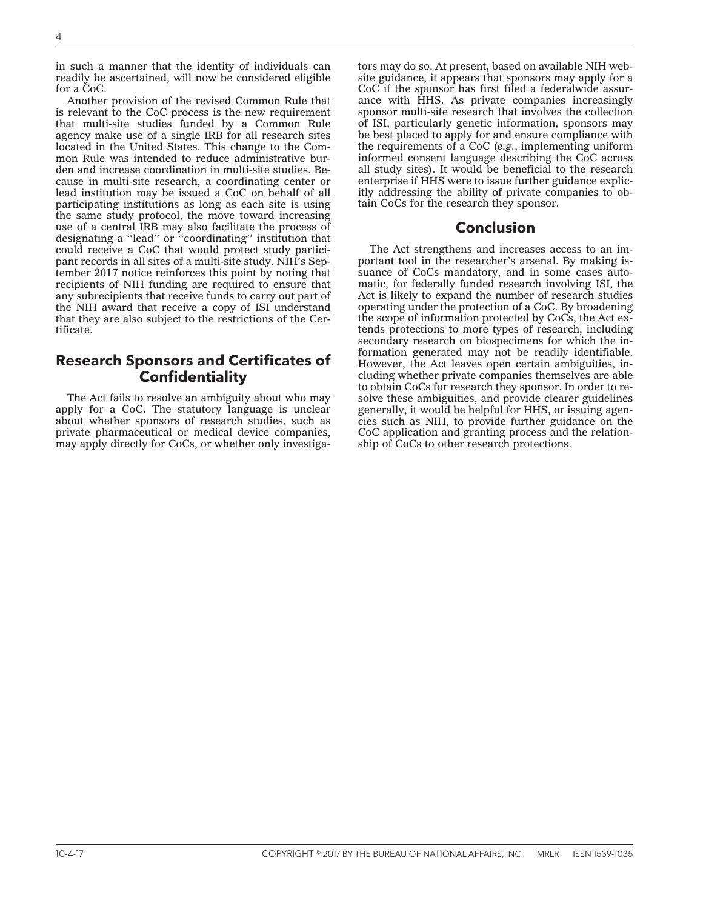in such a manner that the identity of individuals can readily be ascertained, will now be considered eligible for a CoC.

Another provision of the revised Common Rule that is relevant to the CoC process is the new requirement that multi-site studies funded by a Common Rule agency make use of a single IRB for all research sites located in the United States. This change to the Common Rule was intended to reduce administrative burden and increase coordination in multi-site studies. Because in multi-site research, a coordinating center or lead institution may be issued a CoC on behalf of all participating institutions as long as each site is using the same study protocol, the move toward increasing use of a central IRB may also facilitate the process of designating a ''lead'' or ''coordinating'' institution that could receive a CoC that would protect study participant records in all sites of a multi-site study. NIH's September 2017 notice reinforces this point by noting that recipients of NIH funding are required to ensure that any subrecipients that receive funds to carry out part of the NIH award that receive a copy of ISI understand that they are also subject to the restrictions of the Certificate.

## Research Sponsors and Certificates of Confidentiality

The Act fails to resolve an ambiguity about who may apply for a CoC. The statutory language is unclear about whether sponsors of research studies, such as private pharmaceutical or medical device companies, may apply directly for CoCs, or whether only investigators may do so. At present, based on available NIH website guidance, it appears that sponsors may apply for a CoC if the sponsor has first filed a federalwide assurance with HHS. As private companies increasingly sponsor multi-site research that involves the collection of ISI, particularly genetic information, sponsors may be best placed to apply for and ensure compliance with the requirements of a CoC (*e.g.*, implementing uniform informed consent language describing the CoC across all study sites). It would be beneficial to the research enterprise if HHS were to issue further guidance explicitly addressing the ability of private companies to obtain CoCs for the research they sponsor.

## Conclusion

The Act strengthens and increases access to an important tool in the researcher's arsenal. By making issuance of CoCs mandatory, and in some cases automatic, for federally funded research involving ISI, the Act is likely to expand the number of research studies operating under the protection of a CoC. By broadening the scope of information protected by CoCs, the Act extends protections to more types of research, including secondary research on biospecimens for which the information generated may not be readily identifiable. However, the Act leaves open certain ambiguities, including whether private companies themselves are able to obtain CoCs for research they sponsor. In order to resolve these ambiguities, and provide clearer guidelines generally, it would be helpful for HHS, or issuing agencies such as NIH, to provide further guidance on the CoC application and granting process and the relationship of CoCs to other research protections.